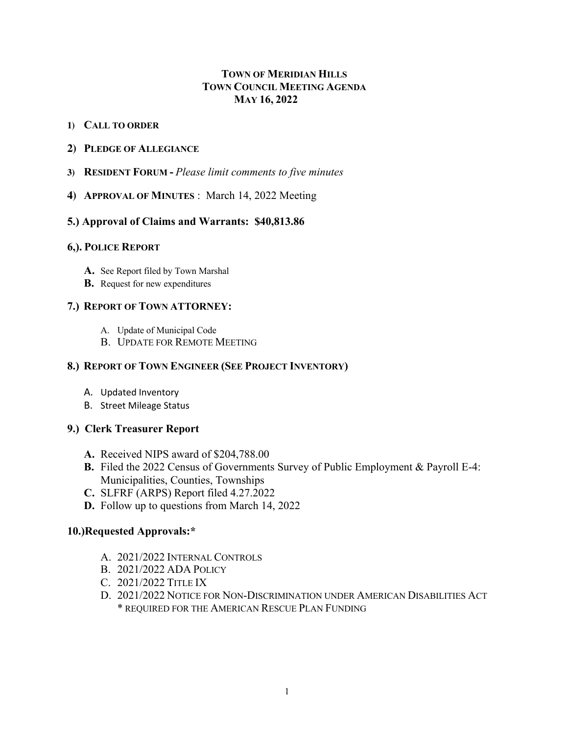# TOWN OF MERIDIAN HILLS
## TOWN COUNCIL MEETING AGENDA
### MAY 16, 2022

**1) CALL TO ORDER**

**2) PLEDGE OF ALLEGIANCE**

**3) RESIDENT FORUM -** *Please limit comments to five minutes*

**4) APPROVAL OF MINUTES** : March 14, 2022 Meeting

**5.) Approval of Claims and Warrants: $40,813.86**

**6,). POLICE REPORT**

- **A.** See Report filed by Town Marshal
- **B.** Request for new expenditures

**7.) REPORT OF TOWN ATTORNEY:**

- A. Update of Municipal Code
- B. UPDATE FOR REMOTE MEETING

**8.) REPORT OF TOWN ENGINEER (SEE PROJECT INVENTORY)**

- A. Updated Inventory
- B. Street Mileage Status

**9.) Clerk Treasurer Report**

- **A.** Received NIPS award of $204,788.00
- **B.** Filed the 2022 Census of Governments Survey of Public Employment & Payroll E-4: Municipalities, Counties, Townships
- **C.** SLFRF (ARPS) Report filed 4.27.2022
- **D.** Follow up to questions from March 14, 2022

**10.)Requested Approvals:***

- A. 2021/2022 INTERNAL CONTROLS
- B. 2021/2022 ADA POLICY
- C. 2021/2022 TITLE IX
- D. 2021/2022 NOTICE FOR NON-DISCRIMINATION UNDER AMERICAN DISABILITIES ACT

  * REQUIRED FOR THE AMERICAN RESCUE PLAN FUNDING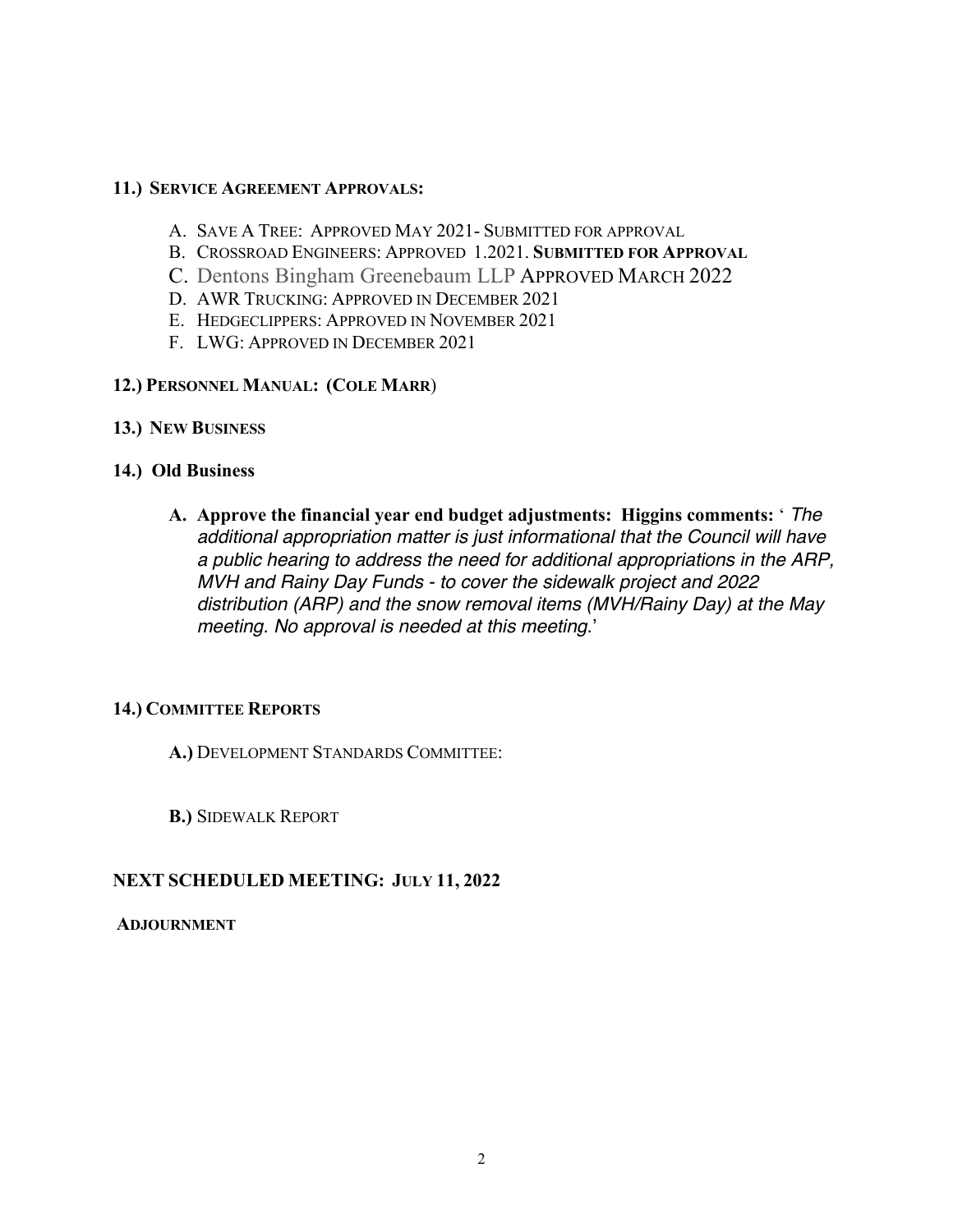**11.) SERVICE AGREEMENT APPROVALS:**

A. SAVE A TREE: APPROVED MAY 2021- SUBMITTED FOR APPROVAL
B. CROSSROAD ENGINEERS: APPROVED 1.2021. **SUBMITTED FOR APPROVAL**
C. Dentons Bingham Greenebaum LLP APPROVED MARCH 2022
D. AWR TRUCKING: APPROVED IN DECEMBER 2021
E. HEDGECLIPPERS: APPROVED IN NOVEMBER 2021
F. LWG: APPROVED IN DECEMBER 2021

**12.) PERSONNEL MANUAL: (COLE MARR)**

**13.) NEW BUSINESS**

**14.) Old Business**

**A. Approve the financial year end budget adjustments: Higgins comments:** ' *The additional appropriation matter is just informational that the Council will have a public hearing to address the need for additional appropriations in the ARP, MVH and Rainy Day Funds - to cover the sidewalk project and 2022 distribution (ARP) and the snow removal items (MVH/Rainy Day) at the May meeting. No approval is needed at this meeting.*'

**14.) COMMITTEE REPORTS**

**A.)** DEVELOPMENT STANDARDS COMMITTEE:

**B.)** SIDEWALK REPORT

**NEXT SCHEDULED MEETING: JULY 11, 2022**

**ADJOURNMENT**